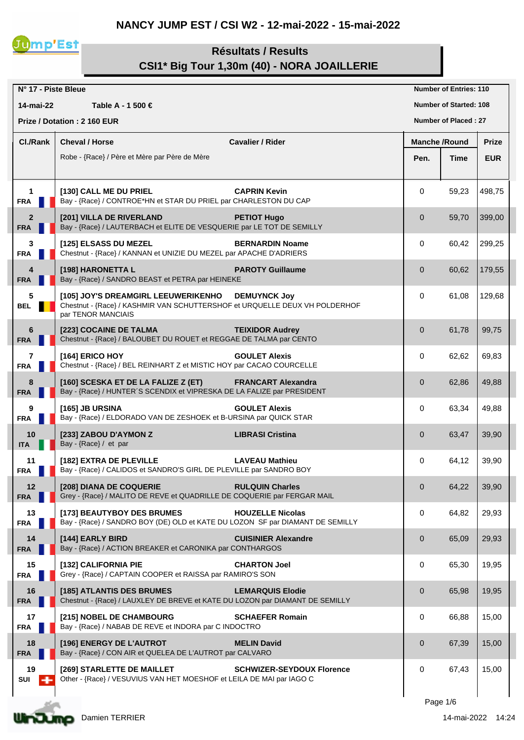# NANCY JUMP EST / CSI W2 - 12-mai-2022 - 15-mai-2022

## Résultats / Results

## CSI1* Big Tour 1,30m (40) - NORA JOAILLERIE

**N° 17 - Piste Bleue**

**14-mai-22** **Table A - 1 500 €**

**Prize / Dotation : 2 160 EUR**

**Number of Entries: 110**

**Number of Started: 108**

**Number of Placed : 27**

| Cl./Rank | Cheval / Horse<br>Robe - {Race} / Père et Mère par Père de Mère | Cavalier / Rider | Manche /Round Pen. | Time | Prize EUR |
|---|---|---|---|---|---|
| 1 FRA | **[130] CALL ME DU PRIEL**<br>Bay - {Race} / CONTROE*HN et STAR DU PRIEL par CHARLESTON DU CAP | **CAPRIN Kevin** | 0 | 59,23 | 498,75 |
| 2 FRA | **[201] VILLA DE RIVERLAND**<br>Bay - {Race} / LAUTERBACH et ELITE DE VESQUERIE par LE TOT DE SEMILLY | **PETIOT Hugo** | 0 | 59,70 | 399,00 |
| 3 FRA | **[125] ELSASS DU MEZEL**<br>Chestnut - {Race} / KANNAN et UNIZIE DU MEZEL par APACHE D'ADRIERS | **BERNARDIN Noame** | 0 | 60,42 | 299,25 |
| 4 FRA | **[198] HARONETTA L**<br>Bay - {Race} / SANDRO BEAST et PETRA par HEINEKE | **PAROTY Guillaume** | 0 | 60,62 | 179,55 |
| 5 BEL | **[105] JOY'S DREAMGIRL LEEUWERIKENHO**<br>Chestnut - {Race} / KASHMIR VAN SCHUTTERSHOF et URQUELLE DEUX VH POLDERHOF par TENOR MANCIAIS | **DEMUYNCK Joy** | 0 | 61,08 | 129,68 |
| 6 FRA | **[223] COCAINE DE TALMA**<br>Chestnut - {Race} / BALOUBET DU ROUET et REGGAE DE TALMA par CENTO | **TEIXIDOR Audrey** | 0 | 61,78 | 99,75 |
| 7 FRA | **[164] ERICO HOY**<br>Chestnut - {Race} / BEL REINHART Z et MISTIC HOY par CACAO COURCELLE | **GOULET Alexis** | 0 | 62,62 | 69,83 |
| 8 FRA | **[160] SCESKA ET DE LA FALIZE Z (ET)**<br>Bay - {Race} / HUNTER´S SCENDIX et VIPRESKA DE LA FALIZE par PRESIDENT | **FRANCART Alexandra** | 0 | 62,86 | 49,88 |
| 9 FRA | **[165] JB URSINA**<br>Bay - {Race} / ELDORADO VAN DE ZESHOEK et B-URSINA par QUICK STAR | **GOULET Alexis** | 0 | 63,34 | 49,88 |
| 10 ITA | **[233] ZABOU D'AYMON Z**<br>Bay - {Race} / et par | **LIBRASI Cristina** | 0 | 63,47 | 39,90 |
| 11 FRA | **[182] EXTRA DE PLEVILLE**<br>Bay - {Race} / CALIDOS et SANDRO'S GIRL DE PLEVILLE par SANDRO BOY | **LAVEAU Mathieu** | 0 | 64,12 | 39,90 |
| 12 FRA | **[208] DIANA DE COQUERIE**<br>Grey - {Race} / MALITO DE REVE et QUADRILLE DE COQUERIE par FERGAR MAIL | **RULQUIN Charles** | 0 | 64,22 | 39,90 |
| 13 FRA | **[173] BEAUTYBOY DES BRUMES**<br>Bay - {Race} / SANDRO BOY (DE) OLD et KATE DU LOZON SF par DIAMANT DE SEMILLY | **HOUZELLE Nicolas** | 0 | 64,82 | 29,93 |
| 14 FRA | **[144] EARLY BIRD**<br>Bay - {Race} / ACTION BREAKER et CARONIKA par CONTHARGOS | **CUISINIER Alexandre** | 0 | 65,09 | 29,93 |
| 15 FRA | **[132] CALIFORNIA PIE**<br>Grey - {Race} / CAPTAIN COOPER et RAISSA par RAMIRO'S SON | **CHARTON Joel** | 0 | 65,30 | 19,95 |
| 16 FRA | **[185] ATLANTIS DES BRUMES**<br>Chestnut - {Race} / LAUXLEY DE BREVE et KATE DU LOZON par DIAMANT DE SEMILLY | **LEMARQUIS Elodie** | 0 | 65,98 | 19,95 |
| 17 FRA | **[215] NOBEL DE CHAMBOURG**<br>Bay - {Race} / NABAB DE REVE et INDORA par C INDOCTRO | **SCHAEFER Romain** | 0 | 66,88 | 15,00 |
| 18 FRA | **[196] ENERGY DE L'AUTROT**<br>Bay - {Race} / CON AIR et QUELEA DE L'AUTROT par CALVARO | **MELIN David** | 0 | 67,39 | 15,00 |
| 19 SUI | **[269] STARLETTE DE MAILLET**<br>Other - {Race} / VESUVIUS VAN HET MOESHOF et LEILA DE MAI par IAGO C | **SCHWIZER-SEYDOUX Florence** | 0 | 67,43 | 15,00 |

Damien TERRIER

14-mai-2022 14:24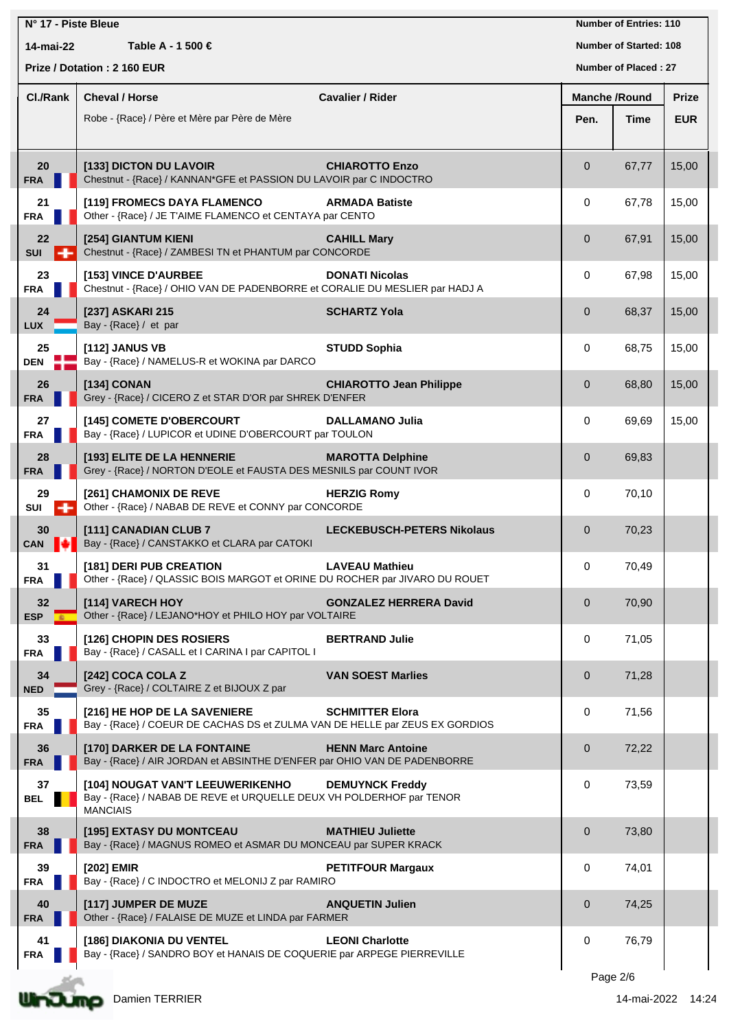N° 17 - Piste Bleue

14-mai-22 Table A - 1 500 €

Prize / Dotation : 2 160 EUR

Number of Entries: 110

Number of Started: 108

Number of Placed : 27

| Cl./Rank | Cheval / Horse<br>Robe - {Race} / Père et Mère par Père de Mère | Cavalier / Rider | Pen. | Time | Prize EUR |
|---|---|---|---|---|---|
| 20 FRA | **[133] DICTON DU LAVOIR**<br>Chestnut - {Race} / KANNAN*GFE et PASSION DU LAVOIR par C INDOCTRO | **CHIAROTTO Enzo** | 0 | 67,77 | 15,00 |
| 21 FRA | **[119] FROMECS DAYA FLAMENCO**<br>Other - {Race} / JE T'AIME FLAMENCO et CENTAYA par CENTO | **ARMADA Batiste** | 0 | 67,78 | 15,00 |
| 22 SUI | **[254] GIANTUM KIENI**<br>Chestnut - {Race} / ZAMBESI TN et PHANTUM par CONCORDE | **CAHILL Mary** | 0 | 67,91 | 15,00 |
| 23 FRA | **[153] VINCE D'AURBEE**<br>Chestnut - {Race} / OHIO VAN DE PADENBORRE et CORALIE DU MESLIER par HADJ A | **DONATI Nicolas** | 0 | 67,98 | 15,00 |
| 24 LUX | **[237] ASKARI 215**<br>Bay - {Race} / et par | **SCHARTZ Yola** | 0 | 68,37 | 15,00 |
| 25 DEN | **[112] JANUS VB**<br>Bay - {Race} / NAMELUS-R et WOKINA par DARCO | **STUDD Sophia** | 0 | 68,75 | 15,00 |
| 26 FRA | **[134] CONAN**<br>Grey - {Race} / CICERO Z et STAR D'OR par SHREK D'ENFER | **CHIAROTTO Jean Philippe** | 0 | 68,80 | 15,00 |
| 27 FRA | **[145] COMETE D'OBERCOURT**<br>Bay - {Race} / LUPICOR et UDINE D'OBERCOURT par TOULON | **DALLAMANO Julia** | 0 | 69,69 | 15,00 |
| 28 FRA | **[193] ELITE DE LA HENNERIE**<br>Grey - {Race} / NORTON D'EOLE et FAUSTA DES MESNILS par COUNT IVOR | **MAROTTA Delphine** | 0 | 69,83 | |
| 29 SUI | **[261] CHAMONIX DE REVE**<br>Other - {Race} / NABAB DE REVE et CONNY par CONCORDE | **HERZIG Romy** | 0 | 70,10 | |
| 30 CAN | **[111] CANADIAN CLUB 7**<br>Bay - {Race} / CANSTAKKO et CLARA par CATOKI | **LECKEBUSCH-PETERS Nikolaus** | 0 | 70,23 | |
| 31 FRA | **[181] DERI PUB CREATION**<br>Other - {Race} / QLASSIC BOIS MARGOT et ORINE DU ROCHER par JIVARO DU ROUET | **LAVEAU Mathieu** | 0 | 70,49 | |
| 32 ESP | **[114] VARECH HOY**<br>Other - {Race} / LEJANO*HOY et PHILO HOY par VOLTAIRE | **GONZALEZ HERRERA David** | 0 | 70,90 | |
| 33 FRA | **[126] CHOPIN DES ROSIERS**<br>Bay - {Race} / CASALL et I CARINA I par CAPITOL I | **BERTRAND Julie** | 0 | 71,05 | |
| 34 NED | **[242] COCA COLA Z**<br>Grey - {Race} / COLTAIRE Z et BIJOUX Z par | **VAN SOEST Marlies** | 0 | 71,28 | |
| 35 FRA | **[216] HE HOP DE LA SAVENIERE**<br>Bay - {Race} / COEUR DE CACHAS DS et ZULMA VAN DE HELLE par ZEUS EX GORDIOS | **SCHMITTER Elora** | 0 | 71,56 | |
| 36 FRA | **[170] DARKER DE LA FONTAINE**<br>Bay - {Race} / AIR JORDAN et ABSINTHE D'ENFER par OHIO VAN DE PADENBORRE | **HENN Marc Antoine** | 0 | 72,22 | |
| 37 BEL | **[104] NOUGAT VAN'T LEEUWERIKENHO**<br>Bay - {Race} / NABAB DE REVE et URQUELLE DEUX VH POLDERHOF par TENOR MANCIAIS | **DEMUYNCK Freddy** | 0 | 73,59 | |
| 38 FRA | **[195] EXTASY DU MONTCEAU**<br>Bay - {Race} / MAGNUS ROMEO et ASMAR DU MONCEAU par SUPER KRACK | **MATHIEU Juliette** | 0 | 73,80 | |
| 39 FRA | **[202] EMIR**<br>Bay - {Race} / C INDOCTRO et MELONIJ Z par RAMIRO | **PETITFOUR Margaux** | 0 | 74,01 | |
| 40 FRA | **[117] JUMPER DE MUZE**<br>Other - {Race} / FALAISE DE MUZE et LINDA par FARMER | **ANQUETIN Julien** | 0 | 74,25 | |
| 41 FRA | **[186] DIAKONIA DU VENTEL**<br>Bay - {Race} / SANDRO BOY et HANAIS DE COQUERIE par ARPEGE PIERREVILLE | **LEONI Charlotte** | 0 | 76,79 | |

Damien TERRIER

14-mai-2022 14:24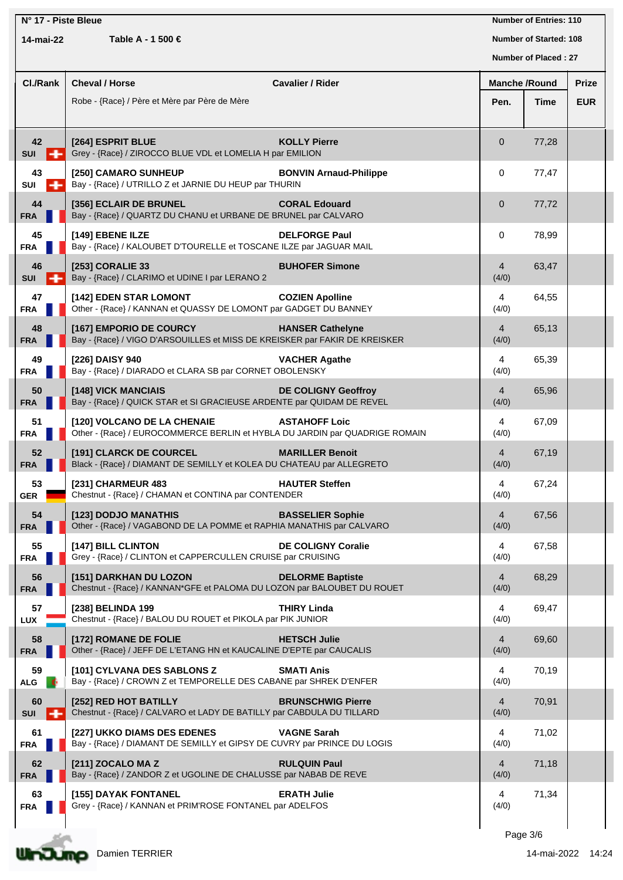**N° 17 - Piste Bleue**

**14-mai-22** **Table A - 1 500 €**

**Number of Entries: 110**
**Number of Started: 108**
**Number of Placed : 27**

| Cl./Rank | Cheval / Horse<br>Robe - {Race} / Père et Mère par Père de Mère | Cavalier / Rider | Manche /Round Pen. | Time | Prize EUR |
|---|---|---|---|---|---|
| 42 SUI | **[264] ESPRIT BLUE**<br>Grey - {Race} / ZIROCCO BLUE VDL et LOMELIA H par EMILION | **KOLLY Pierre** | 0 | 77,28 | |
| 43 SUI | **[250] CAMARO SUNHEUP**<br>Bay - {Race} / UTRILLO Z et JARNIE DU HEUP par THURIN | **BONVIN Arnaud-Philippe** | 0 | 77,47 | |
| 44 FRA | **[356] ECLAIR DE BRUNEL**<br>Bay - {Race} / QUARTZ DU CHANU et URBANE DE BRUNEL par CALVARO | **CORAL Edouard** | 0 | 77,72 | |
| 45 FRA | **[149] EBENE ILZE**<br>Bay - {Race} / KALOUBET D'TOURELLE et TOSCANE ILZE par JAGUAR MAIL | **DELFORGE Paul** | 0 | 78,99 | |
| 46 SUI | **[253] CORALIE 33**<br>Bay - {Race} / CLARIMO et UDINE I par LERANO 2 | **BUHOFER Simone** | 4 (4/0) | 63,47 | |
| 47 FRA | **[142] EDEN STAR LOMONT**<br>Other - {Race} / KANNAN et QUASSY DE LOMONT par GADGET DU BANNEY | **COZIEN Apolline** | 4 (4/0) | 64,55 | |
| 48 FRA | **[167] EMPORIO DE COURCY**<br>Bay - {Race} / VIGO D'ARSOUILLES et MISS DE KREISKER par FAKIR DE KREISKER | **HANSER Cathelyne** | 4 (4/0) | 65,13 | |
| 49 FRA | **[226] DAISY 940**<br>Bay - {Race} / DIARADO et CLARA SB par CORNET OBOLENSKY | **VACHER Agathe** | 4 (4/0) | 65,39 | |
| 50 FRA | **[148] VICK MANCIAIS**<br>Bay - {Race} / QUICK STAR et SI GRACIEUSE ARDENTE par QUIDAM DE REVEL | **DE COLIGNY Geoffroy** | 4 (4/0) | 65,96 | |
| 51 FRA | **[120] VOLCANO DE LA CHENAIE**<br>Other - {Race} / EUROCOMMERCE BERLIN et HYBLA DU JARDIN par QUADRIGE ROMAIN | **ASTAHOFF Loic** | 4 (4/0) | 67,09 | |
| 52 FRA | **[191] CLARCK DE COURCEL**<br>Black - {Race} / DIAMANT DE SEMILLY et KOLEA DU CHATEAU par ALLEGRETO | **MARILLER Benoit** | 4 (4/0) | 67,19 | |
| 53 GER | **[231] CHARMEUR 483**<br>Chestnut - {Race} / CHAMAN et CONTINA par CONTENDER | **HAUTER Steffen** | 4 (4/0) | 67,24 | |
| 54 FRA | **[123] DODJO MANATHIS**<br>Other - {Race} / VAGABOND DE LA POMME et RAPHIA MANATHIS par CALVARO | **BASSELIER Sophie** | 4 (4/0) | 67,56 | |
| 55 FRA | **[147] BILL CLINTON**<br>Grey - {Race} / CLINTON et CAPPERCULLEN CRUISE par CRUISING | **DE COLIGNY Coralie** | 4 (4/0) | 67,58 | |
| 56 FRA | **[151] DARKHAN DU LOZON**<br>Chestnut - {Race} / KANNAN*GFE et PALOMA DU LOZON par BALOUBET DU ROUET | **DELORME Baptiste** | 4 (4/0) | 68,29 | |
| 57 LUX | **[238] BELINDA 199**<br>Chestnut - {Race} / BALOU DU ROUET et PIKOLA par PIK JUNIOR | **THIRY Linda** | 4 (4/0) | 69,47 | |
| 58 FRA | **[172] ROMANE DE FOLIE**<br>Other - {Race} / JEFF DE L'ETANG HN et KAUCALINE D'EPTE par CAUCALIS | **HETSCH Julie** | 4 (4/0) | 69,60 | |
| 59 ALG | **[101] CYLVANA DES SABLONS Z**<br>Bay - {Race} / CROWN Z et TEMPORELLE DES CABANE par SHREK D'ENFER | **SMATI Anis** | 4 (4/0) | 70,19 | |
| 60 SUI | **[252] RED HOT BATILLY**<br>Chestnut - {Race} / CALVARO et LADY DE BATILLY par CABDULA DU TILLARD | **BRUNSCHWIG Pierre** | 4 (4/0) | 70,91 | |
| 61 FRA | **[227] UKKO DIAMS DES EDENES**<br>Bay - {Race} / DIAMANT DE SEMILLY et GIPSY DE CUVRY par PRINCE DU LOGIS | **VAGNE Sarah** | 4 (4/0) | 71,02 | |
| 62 FRA | **[211] ZOCALO MA Z**<br>Bay - {Race} / ZANDOR Z et UGOLINE DE CHALUSSE par NABAB DE REVE | **RULQUIN Paul** | 4 (4/0) | 71,18 | |
| 63 FRA | **[155] DAYAK FONTANEL**<br>Grey - {Race} / KANNAN et PRIM'ROSE FONTANEL par ADELFOS | **ERATH Julie** | 4 (4/0) | 71,34 | |

Damien TERRIER 14-mai-2022 14:24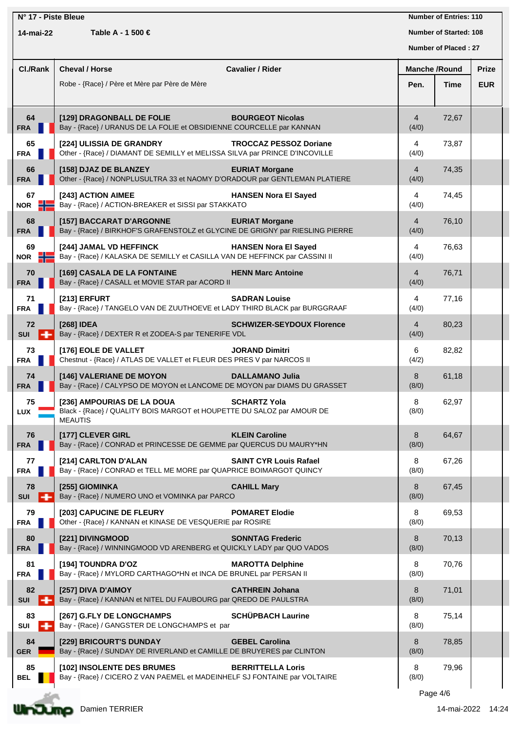**N° 17 - Piste Bleue**

**14-mai-22** **Table A - 1 500 €**

**Number of Entries: 110**

**Number of Started: 108**

**Number of Placed : 27**

| Cl./Rank | Cheval / Horse<br>Robe - {Race} / Père et Mère par Père de Mère | Cavalier / Rider | Manche /Round Pen. | Time | Prize EUR |
|---|---|---|---|---|---|
| 64 FRA | **[129] DRAGONBALL DE FOLIE**<br>Bay - {Race} / URANUS DE LA FOLIE et OBSIDIENNE COURCELLE par KANNAN | **BOURGEOT Nicolas** | 4 (4/0) | 72,67 | |
| 65 FRA | **[224] ULISSIA DE GRANDRY**<br>Other - {Race} / DIAMANT DE SEMILLY et MELISSA SILVA par PRINCE D'INCOVILLE | **TROCCAZ PESSOZ Doriane** | 4 (4/0) | 73,87 | |
| 66 FRA | **[158] DJAZ DE BLANZEY**<br>Other - {Race} / NONPLUSULTRA 33 et NAOMY D'ORADOUR par GENTLEMAN PLATIERE | **EURIAT Morgane** | 4 (4/0) | 74,35 | |
| 67 NOR | **[243] ACTION AIMEE**<br>Bay - {Race} / ACTION-BREAKER et SISSI par STAKKATO | **HANSEN Nora El Sayed** | 4 (4/0) | 74,45 | |
| 68 FRA | **[157] BACCARAT D'ARGONNE**<br>Bay - {Race} / BIRKHOF'S GRAFENSTOLZ et GLYCINE DE GRIGNY par RIESLING PIERRE | **EURIAT Morgane** | 4 (4/0) | 76,10 | |
| 69 NOR | **[244] JAMAL VD HEFFINCK**<br>Bay - {Race} / KALASKA DE SEMILLY et CASILLA VAN DE HEFFINCK par CASSINI II | **HANSEN Nora El Sayed** | 4 (4/0) | 76,63 | |
| 70 FRA | **[169] CASALA DE LA FONTAINE**<br>Bay - {Race} / CASALL et MOVIE STAR par ACORD II | **HENN Marc Antoine** | 4 (4/0) | 76,71 | |
| 71 FRA | **[213] ERFURT**<br>Bay - {Race} / TANGELO VAN DE ZUUTHOEVE et LADY THIRD BLACK par BURGGRAAF | **SADRAN Louise** | 4 (4/0) | 77,16 | |
| 72 SUI | **[268] IDEA**<br>Bay - {Race} / DEXTER R et ZODEA-S par TENERIFE VDL | **SCHWIZER-SEYDOUX Florence** | 4 (4/0) | 80,23 | |
| 73 FRA | **[176] EOLE DE VALLET**<br>Chestnut - {Race} / ATLAS DE VALLET et FLEUR DES PRES V par NARCOS II | **JORAND Dimitri** | 6 (4/2) | 82,82 | |
| 74 FRA | **[146] VALERIANE DE MOYON**<br>Bay - {Race} / CALYPSO DE MOYON et LANCOME DE MOYON par DIAMS DU GRASSET | **DALLAMANO Julia** | 8 (8/0) | 61,18 | |
| 75 LUX | **[236] AMPOURIAS DE LA DOUA**<br>Black - {Race} / QUALITY BOIS MARGOT et HOUPETTE DU SALOZ par AMOUR DE MEAUTIS | **SCHARTZ Yola** | 8 (8/0) | 62,97 | |
| 76 FRA | **[177] CLEVER GIRL**<br>Bay - {Race} / CONRAD et PRINCESSE DE GEMME par QUERCUS DU MAURY*HN | **KLEIN Caroline** | 8 (8/0) | 64,67 | |
| 77 FRA | **[214] CARLTON D'ALAN**<br>Bay - {Race} / CONRAD et TELL ME MORE par QUAPRICE BOIMARGOT QUINCY | **SAINT CYR Louis Rafael** | 8 (8/0) | 67,26 | |
| 78 SUI | **[255] GIOMINKA**<br>Bay - {Race} / NUMERO UNO et VOMINKA par PARCO | **CAHILL Mary** | 8 (8/0) | 67,45 | |
| 79 FRA | **[203] CAPUCINE DE FLEURY**<br>Other - {Race} / KANNAN et KINASE DE VESQUERIE par ROSIRE | **POMARET Elodie** | 8 (8/0) | 69,53 | |
| 80 FRA | **[221] DIVINGMOOD**<br>Bay - {Race} / WINNINGMOOD VD ARENBERG et QUICKLY LADY par QUO VADOS | **SONNTAG Frederic** | 8 (8/0) | 70,13 | |
| 81 FRA | **[194] TOUNDRA D'OZ**<br>Bay - {Race} / MYLORD CARTHAGO*HN et INCA DE BRUNEL par PERSAN II | **MAROTTA Delphine** | 8 (8/0) | 70,76 | |
| 82 SUI | **[257] DIVA D'AIMOY**<br>Bay - {Race} / KANNAN et NITEL DU FAUBOURG par QREDO DE PAULSTRA | **CATHREIN Johana** | 8 (8/0) | 71,01 | |
| 83 SUI | **[267] G.FLY DE LONGCHAMPS**<br>Bay - {Race} / GANGSTER DE LONGCHAMPS et par | **SCHÜPBACH Laurine** | 8 (8/0) | 75,14 | |
| 84 GER | **[229] BRICOURT'S DUNDAY**<br>Bay - {Race} / SUNDAY DE RIVERLAND et CAMILLE DE BRUYERES par CLINTON | **GEBEL Carolina** | 8 (8/0) | 78,85 | |
| 85 BEL | **[102] INSOLENTE DES BRUMES**<br>Bay - {Race} / CICERO Z VAN PAEMEL et MADEINHELF SJ FONTAINE par VOLTAIRE | **BERRITTELLA Loris** | 8 (8/0) | 79,96 | |

Damien TERRIER

14-mai-2022 14:24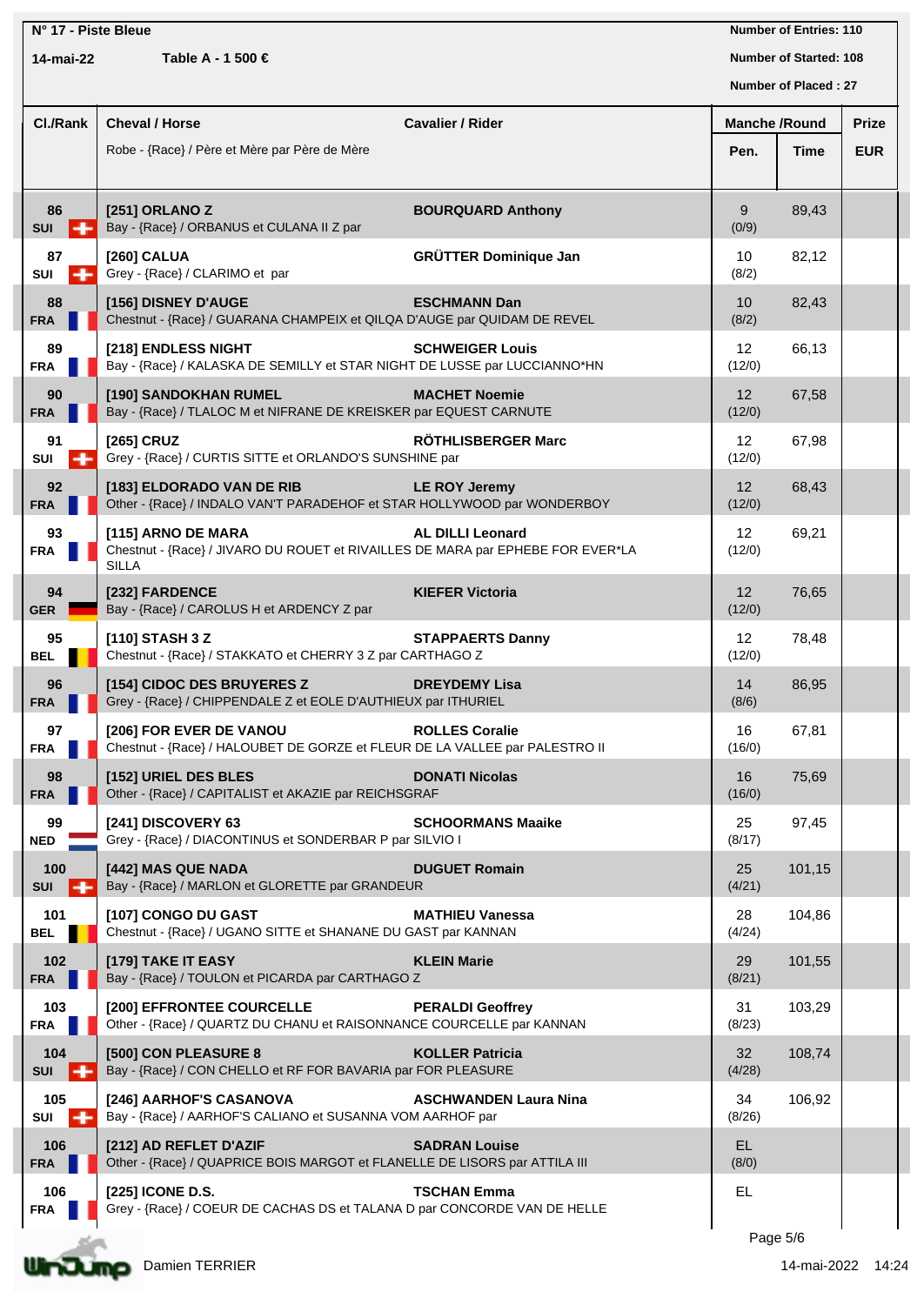N° 17 - Piste Bleue

14-mai-22 Table A - 1 500 €

Number of Entries: 110

Number of Started: 108

Number of Placed : 27

| Cl./Rank | Cheval / Horse<br>Robe - {Race} / Père et Mère par Père de Mère | Cavalier / Rider | Manche /Round Pen. | Time | Prize EUR |
|---|---|---|---|---|---|
| 86 SUI | [251] ORLANO Z<br>Bay - {Race} / ORBANUS et CULANA II Z par | BOURQUARD Anthony | 9 (0/9) | 89,43 | |
| 87 SUI | [260] CALUA<br>Grey - {Race} / CLARIMO et par | GRÜTTER Dominique Jan | 10 (8/2) | 82,12 | |
| 88 FRA | [156] DISNEY D'AUGE<br>Chestnut - {Race} / GUARANA CHAMPEIX et QILQA D'AUGE par QUIDAM DE REVEL | ESCHMANN Dan | 10 (8/2) | 82,43 | |
| 89 FRA | [218] ENDLESS NIGHT<br>Bay - {Race} / KALASKA DE SEMILLY et STAR NIGHT DE LUSSE par LUCCIANNO*HN | SCHWEIGER Louis | 12 (12/0) | 66,13 | |
| 90 FRA | [190] SANDOKHAN RUMEL<br>Bay - {Race} / TLALOC M et NIFRANE DE KREISKER par EQUEST CARNUTE | MACHET Noemie | 12 (12/0) | 67,58 | |
| 91 SUI | [265] CRUZ<br>Grey - {Race} / CURTIS SITTE et ORLANDO'S SUNSHINE par | RÖTHLISBERGER Marc | 12 (12/0) | 67,98 | |
| 92 FRA | [183] ELDORADO VAN DE RIB<br>Other - {Race} / INDALO VAN'T PARADEHOF et STAR HOLLYWOOD par WONDERBOY | LE ROY Jeremy | 12 (12/0) | 68,43 | |
| 93 FRA | [115] ARNO DE MARA<br>Chestnut - {Race} / JIVARO DU ROUET et RIVAILLES DE MARA par EPHEBE FOR EVER*LA SILLA | AL DILLI Leonard | 12 (12/0) | 69,21 | |
| 94 GER | [232] FARDENCE<br>Bay - {Race} / CAROLUS H et ARDENCY Z par | KIEFER Victoria | 12 (12/0) | 76,65 | |
| 95 BEL | [110] STASH 3 Z<br>Chestnut - {Race} / STAKKATO et CHERRY 3 Z par CARTHAGO Z | STAPPAERTS Danny | 12 (12/0) | 78,48 | |
| 96 FRA | [154] CIDOC DES BRUYERES Z<br>Grey - {Race} / CHIPPENDALE Z et EOLE D'AUTHIEUX par ITHURIEL | DREYDEMY Lisa | 14 (8/6) | 86,95 | |
| 97 FRA | [206] FOR EVER DE VANOU<br>Chestnut - {Race} / HALOUBET DE GORZE et FLEUR DE LA VALLEE par PALESTRO II | ROLLES Coralie | 16 (16/0) | 67,81 | |
| 98 FRA | [152] URIEL DES BLES<br>Other - {Race} / CAPITALIST et AKAZIE par REICHSGRAF | DONATI Nicolas | 16 (16/0) | 75,69 | |
| 99 NED | [241] DISCOVERY 63<br>Grey - {Race} / DIACONTINUS et SONDERBAR P par SILVIO I | SCHOORMANS Maaike | 25 (8/17) | 97,45 | |
| 100 SUI | [442] MAS QUE NADA<br>Bay - {Race} / MARLON et GLORETTE par GRANDEUR | DUGUET Romain | 25 (4/21) | 101,15 | |
| 101 BEL | [107] CONGO DU GAST<br>Chestnut - {Race} / UGANO SITTE et SHANANE DU GAST par KANNAN | MATHIEU Vanessa | 28 (4/24) | 104,86 | |
| 102 FRA | [179] TAKE IT EASY<br>Bay - {Race} / TOULON et PICARDA par CARTHAGO Z | KLEIN Marie | 29 (8/21) | 101,55 | |
| 103 FRA | [200] EFFRONTEE COURCELLE<br>Other - {Race} / QUARTZ DU CHANU et RAISONNANCE COURCELLE par KANNAN | PERALDI Geoffrey | 31 (8/23) | 103,29 | |
| 104 SUI | [500] CON PLEASURE 8<br>Bay - {Race} / CON CHELLO et RF FOR BAVARIA par FOR PLEASURE | KOLLER Patricia | 32 (4/28) | 108,74 | |
| 105 SUI | [246] AARHOF'S CASANOVA<br>Bay - {Race} / AARHOF'S CALIANO et SUSANNA VOM AARHOF par | ASCHWANDEN Laura Nina | 34 (8/26) | 106,92 | |
| 106 FRA | [212] AD REFLET D'AZIF<br>Other - {Race} / QUAPRICE BOIS MARGOT et FLANELLE DE LISORS par ATTILA III | SADRAN Louise | EL (8/0) | | |
| 106 FRA | [225] ICONE D.S.<br>Grey - {Race} / COEUR DE CACHAS DS et TALANA D par CONCORDE VAN DE HELLE | TSCHAN Emma | EL | | |

Damien TERRIER

14-mai-2022 14:24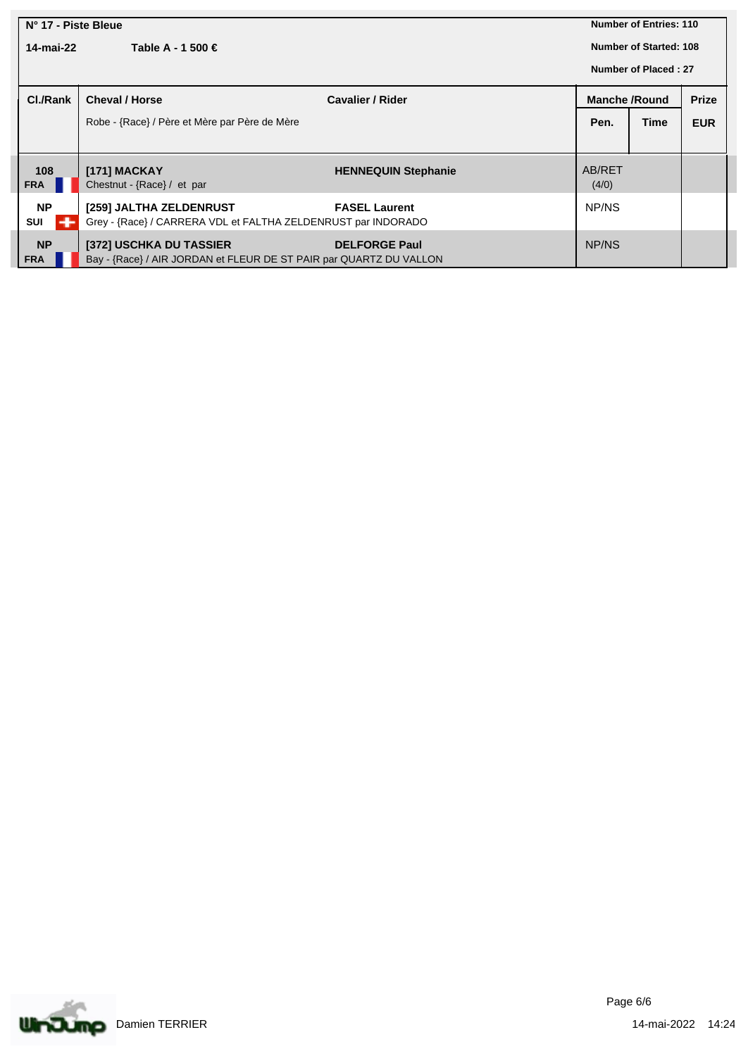**N° 17 - Piste Bleue**

**14-mai-22** **Table A - 1 500 €**

**Number of Entries: 110**
**Number of Started: 108**
**Number of Placed : 27**

| Cl./Rank | Cheval / Horse<br>Robe - {Race} / Père et Mère par Père de Mère | Cavalier / Rider | Manche /Round Pen. | Time | Prize EUR |
|---|---|---|---|---|---|
| 108 FRA | **[171] MACKAY**<br>Chestnut - {Race} / et par | **HENNEQUIN Stephanie** | AB/RET (4/0) | | |
| NP SUI | **[259] JALTHA ZELDENRUST**<br>Grey - {Race} / CARRERA VDL et FALTHA ZELDENRUST par INDORADO | **FASEL Laurent** | NP/NS | | |
| NP FRA | **[372] USCHKA DU TASSIER**<br>Bay - {Race} / AIR JORDAN et FLEUR DE ST PAIR par QUARTZ DU VALLON | **DELFORGE Paul** | NP/NS | | |

Damien TERRIER

14-mai-2022 14:24